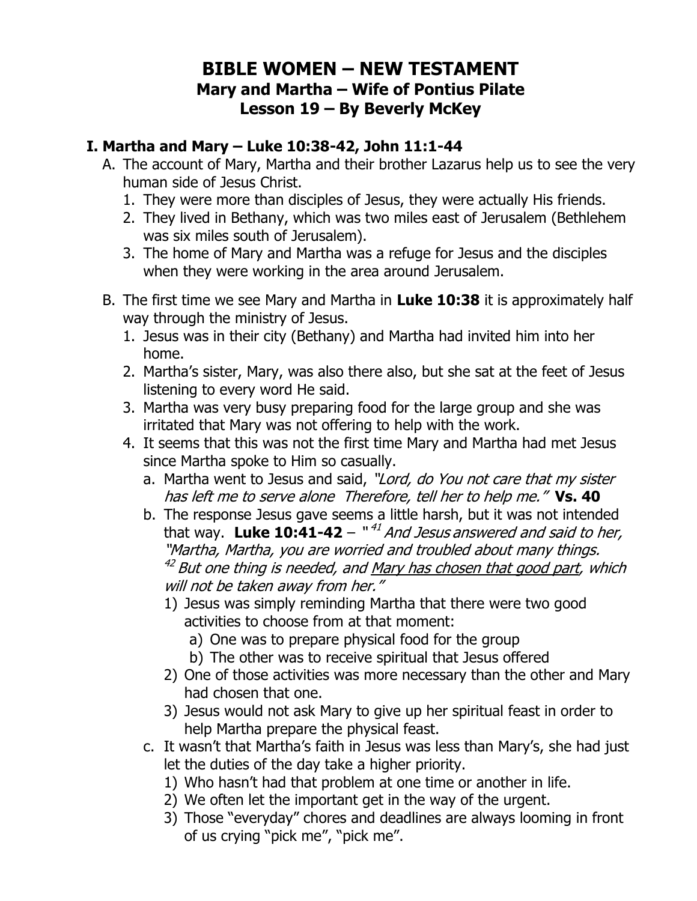# BIBLE WOMEN – NEW TESTAMENT
## Mary and Martha – Wife of Pontius Pilate
## Lesson 19 – By Beverly McKey

### I. Martha and Mary – Luke 10:38-42, John 11:1-44

A. The account of Mary, Martha and their brother Lazarus help us to see the very human side of Jesus Christ.
   1. They were more than disciples of Jesus, they were actually His friends.
   2. They lived in Bethany, which was two miles east of Jerusalem (Bethlehem was six miles south of Jerusalem).
   3. The home of Mary and Martha was a refuge for Jesus and the disciples when they were working in the area around Jerusalem.

B. The first time we see Mary and Martha in **Luke 10:38** it is approximately half way through the ministry of Jesus.
   1. Jesus was in their city (Bethany) and Martha had invited him into her home.
   2. Martha's sister, Mary, was also there also, but she sat at the feet of Jesus listening to every word He said.
   3. Martha was very busy preparing food for the large group and she was irritated that Mary was not offering to help with the work.
   4. It seems that this was not the first time Mary and Martha had met Jesus since Martha spoke to Him so casually.
      a. Martha went to Jesus and said, *"Lord, do You not care that my sister has left me to serve alone Therefore, tell her to help me."* **Vs. 40**
      b. The response Jesus gave seems a little harsh, but it was not intended that way. **Luke 10:41-42** – "[41] *And Jesus answered and said to her, "Martha, Martha, you are worried and troubled about many things.* [42] *But one thing is needed, and <u>Mary has chosen that good part</u>, which will not be taken away from her."*
         1) Jesus was simply reminding Martha that there were two good activities to choose from at that moment:
            a) One was to prepare physical food for the group
            b) The other was to receive spiritual that Jesus offered
         2) One of those activities was more necessary than the other and Mary had chosen that one.
         3) Jesus would not ask Mary to give up her spiritual feast in order to help Martha prepare the physical feast.
      c. It wasn't that Martha's faith in Jesus was less than Mary's, she had just let the duties of the day take a higher priority.
         1) Who hasn't had that problem at one time or another in life.
         2) We often let the important get in the way of the urgent.
         3) Those "everyday" chores and deadlines are always looming in front of us crying "pick me", "pick me".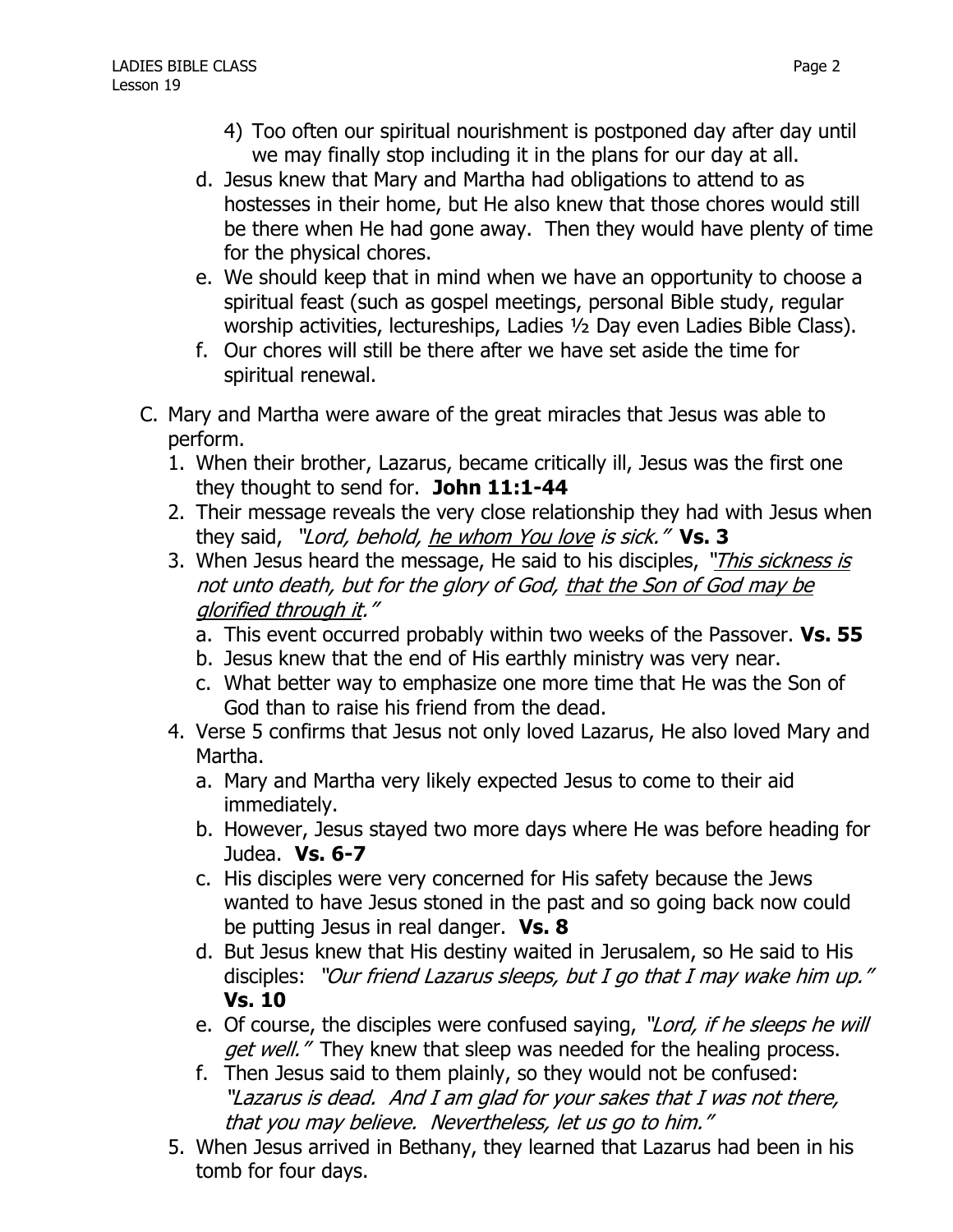4) Too often our spiritual nourishment is postponed day after day until we may finally stop including it in the plans for our day at all.

d. Jesus knew that Mary and Martha had obligations to attend to as hostesses in their home, but He also knew that those chores would still be there when He had gone away. Then they would have plenty of time for the physical chores.

e. We should keep that in mind when we have an opportunity to choose a spiritual feast (such as gospel meetings, personal Bible study, regular worship activities, lectureships, Ladies ½ Day even Ladies Bible Class).

f. Our chores will still be there after we have set aside the time for spiritual renewal.

C. Mary and Martha were aware of the great miracles that Jesus was able to perform.

1. When their brother, Lazarus, became critically ill, Jesus was the first one they thought to send for. **John 11:1-44**

2. Their message reveals the very close relationship they had with Jesus when they said, *"Lord, behold, <u>he whom You love</u> is sick."* **Vs. 3**

3. When Jesus heard the message, He said to his disciples, *"<u>This sickness is</u> not unto death, but for the glory of God, <u>that the Son of God may be glorified through it</u>."*

   a. This event occurred probably within two weeks of the Passover. **Vs. 55**

   b. Jesus knew that the end of His earthly ministry was very near.

   c. What better way to emphasize one more time that He was the Son of God than to raise his friend from the dead.

4. Verse 5 confirms that Jesus not only loved Lazarus, He also loved Mary and Martha.

   a. Mary and Martha very likely expected Jesus to come to their aid immediately.

   b. However, Jesus stayed two more days where He was before heading for Judea. **Vs. 6-7**

   c. His disciples were very concerned for His safety because the Jews wanted to have Jesus stoned in the past and so going back now could be putting Jesus in real danger. **Vs. 8**

   d. But Jesus knew that His destiny waited in Jerusalem, so He said to His disciples: *"Our friend Lazarus sleeps, but I go that I may wake him up."* **Vs. 10**

   e. Of course, the disciples were confused saying, *"Lord, if he sleeps he will get well."* They knew that sleep was needed for the healing process.

   f. Then Jesus said to them plainly, so they would not be confused: *"Lazarus is dead. And I am glad for your sakes that I was not there, that you may believe. Nevertheless, let us go to him."*

5. When Jesus arrived in Bethany, they learned that Lazarus had been in his tomb for four days.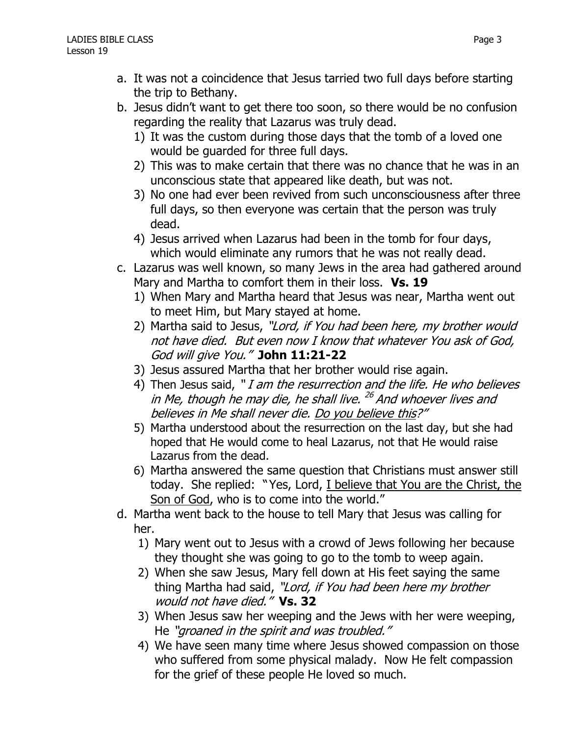a. It was not a coincidence that Jesus tarried two full days before starting the trip to Bethany.

b. Jesus didn't want to get there too soon, so there would be no confusion regarding the reality that Lazarus was truly dead.
   1) It was the custom during those days that the tomb of a loved one would be guarded for three full days.
   2) This was to make certain that there was no chance that he was in an unconscious state that appeared like death, but was not.
   3) No one had ever been revived from such unconsciousness after three full days, so then everyone was certain that the person was truly dead.
   4) Jesus arrived when Lazarus had been in the tomb for four days, which would eliminate any rumors that he was not really dead.

c. Lazarus was well known, so many Jews in the area had gathered around Mary and Martha to comfort them in their loss. **Vs. 19**
   1) When Mary and Martha heard that Jesus was near, Martha went out to meet Him, but Mary stayed at home.
   2) Martha said to Jesus, *"Lord, if You had been here, my brother would not have died. But even now I know that whatever You ask of God, God will give You."* **John 11:21-22**
   3) Jesus assured Martha that her brother would rise again.
   4) Then Jesus said, "*I am the resurrection and the life. He who believes in Me, though he may die, he shall live.* [26] *And whoever lives and believes in Me shall never die. <u>Do you believe this</u>?"*
   5) Martha understood about the resurrection on the last day, but she had hoped that He would come to heal Lazarus, not that He would raise Lazarus from the dead.
   6) Martha answered the same question that Christians must answer still today. She replied: "Yes, Lord, <u>I believe that You are the Christ, the Son of God</u>, who is to come into the world."

d. Martha went back to the house to tell Mary that Jesus was calling for her.
   1) Mary went out to Jesus with a crowd of Jews following her because they thought she was going to go to the tomb to weep again.
   2) When she saw Jesus, Mary fell down at His feet saying the same thing Martha had said, *"Lord, if You had been here my brother would not have died."* **Vs. 32**
   3) When Jesus saw her weeping and the Jews with her were weeping, He *"groaned in the spirit and was troubled."*
   4) We have seen many time where Jesus showed compassion on those who suffered from some physical malady. Now He felt compassion for the grief of these people He loved so much.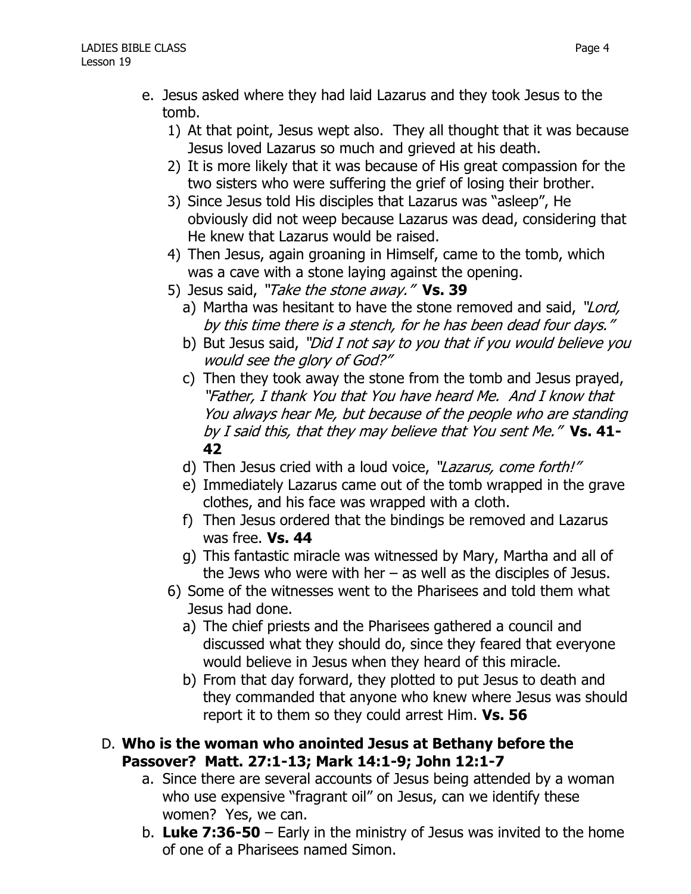e. Jesus asked where they had laid Lazarus and they took Jesus to the tomb.
   1) At that point, Jesus wept also. They all thought that it was because Jesus loved Lazarus so much and grieved at his death.
   2) It is more likely that it was because of His great compassion for the two sisters who were suffering the grief of losing their brother.
   3) Since Jesus told His disciples that Lazarus was "asleep", He obviously did not weep because Lazarus was dead, considering that He knew that Lazarus would be raised.
   4) Then Jesus, again groaning in Himself, came to the tomb, which was a cave with a stone laying against the opening.
   5) Jesus said, *"Take the stone away."* **Vs. 39**
      a) Martha was hesitant to have the stone removed and said, *"Lord, by this time there is a stench, for he has been dead four days."*
      b) But Jesus said, *"Did I not say to you that if you would believe you would see the glory of God?"*
      c) Then they took away the stone from the tomb and Jesus prayed, *"Father, I thank You that You have heard Me. And I know that You always hear Me, but because of the people who are standing by I said this, that they may believe that You sent Me."* **Vs. 41-42**
      d) Then Jesus cried with a loud voice, *"Lazarus, come forth!"*
      e) Immediately Lazarus came out of the tomb wrapped in the grave clothes, and his face was wrapped with a cloth.
      f) Then Jesus ordered that the bindings be removed and Lazarus was free. **Vs. 44**
      g) This fantastic miracle was witnessed by Mary, Martha and all of the Jews who were with her – as well as the disciples of Jesus.
   6) Some of the witnesses went to the Pharisees and told them what Jesus had done.
      a) The chief priests and the Pharisees gathered a council and discussed what they should do, since they feared that everyone would believe in Jesus when they heard of this miracle.
      b) From that day forward, they plotted to put Jesus to death and they commanded that anyone who knew where Jesus was should report it to them so they could arrest Him. **Vs. 56**

D. **Who is the woman who anointed Jesus at Bethany before the Passover? Matt. 27:1-13; Mark 14:1-9; John 12:1-7**
   a. Since there are several accounts of Jesus being attended by a woman who use expensive "fragrant oil" on Jesus, can we identify these women? Yes, we can.
   b. **Luke 7:36-50** – Early in the ministry of Jesus was invited to the home of one of a Pharisees named Simon.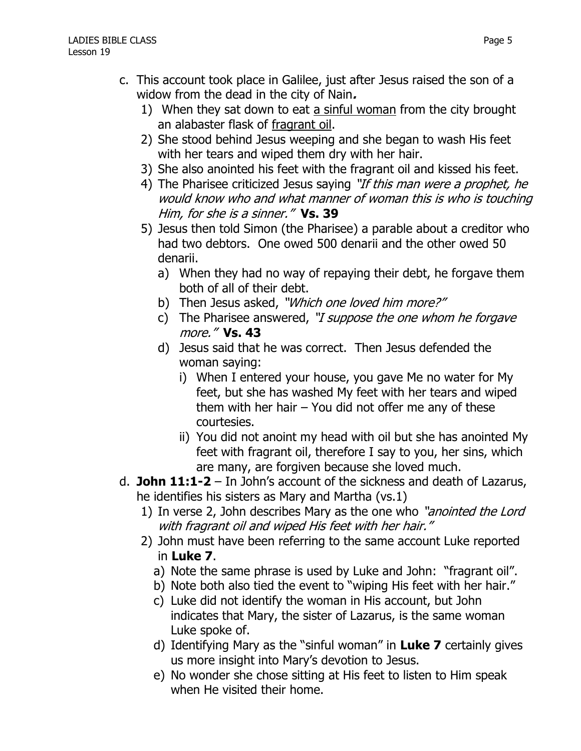c. This account took place in Galilee, just after Jesus raised the son of a widow from the dead in the city of Nain***.***

   1) When they sat down to eat <u>a sinful woman</u> from the city brought an alabaster flask of <u>fragrant oil</u>.
   2) She stood behind Jesus weeping and she began to wash His feet with her tears and wiped them dry with her hair.
   3) She also anointed his feet with the fragrant oil and kissed his feet.
   4) The Pharisee criticized Jesus saying *"If this man were a prophet, he would know who and what manner of woman this is who is touching Him, for she is a sinner."* **Vs. 39**
   5) Jesus then told Simon (the Pharisee) a parable about a creditor who had two debtors. One owed 500 denarii and the other owed 50 denarii.
      a) When they had no way of repaying their debt, he forgave them both of all of their debt.
      b) Then Jesus asked, *"Which one loved him more?"*
      c) The Pharisee answered, *"I suppose the one whom he forgave more."* **Vs. 43**
      d) Jesus said that he was correct. Then Jesus defended the woman saying:
         i) When I entered your house, you gave Me no water for My feet, but she has washed My feet with her tears and wiped them with her hair – You did not offer me any of these courtesies.
         ii) You did not anoint my head with oil but she has anointed My feet with fragrant oil, therefore I say to you, her sins, which are many, are forgiven because she loved much.

d. **John 11:1-2** – In John's account of the sickness and death of Lazarus, he identifies his sisters as Mary and Martha (vs.1)

   1) In verse 2, John describes Mary as the one who *"anointed the Lord with fragrant oil and wiped His feet with her hair."*
   2) John must have been referring to the same account Luke reported in **Luke 7**.
      a) Note the same phrase is used by Luke and John: "fragrant oil".
      b) Note both also tied the event to "wiping His feet with her hair."
      c) Luke did not identify the woman in His account, but John indicates that Mary, the sister of Lazarus, is the same woman Luke spoke of.
      d) Identifying Mary as the "sinful woman" in **Luke 7** certainly gives us more insight into Mary's devotion to Jesus.
      e) No wonder she chose sitting at His feet to listen to Him speak when He visited their home.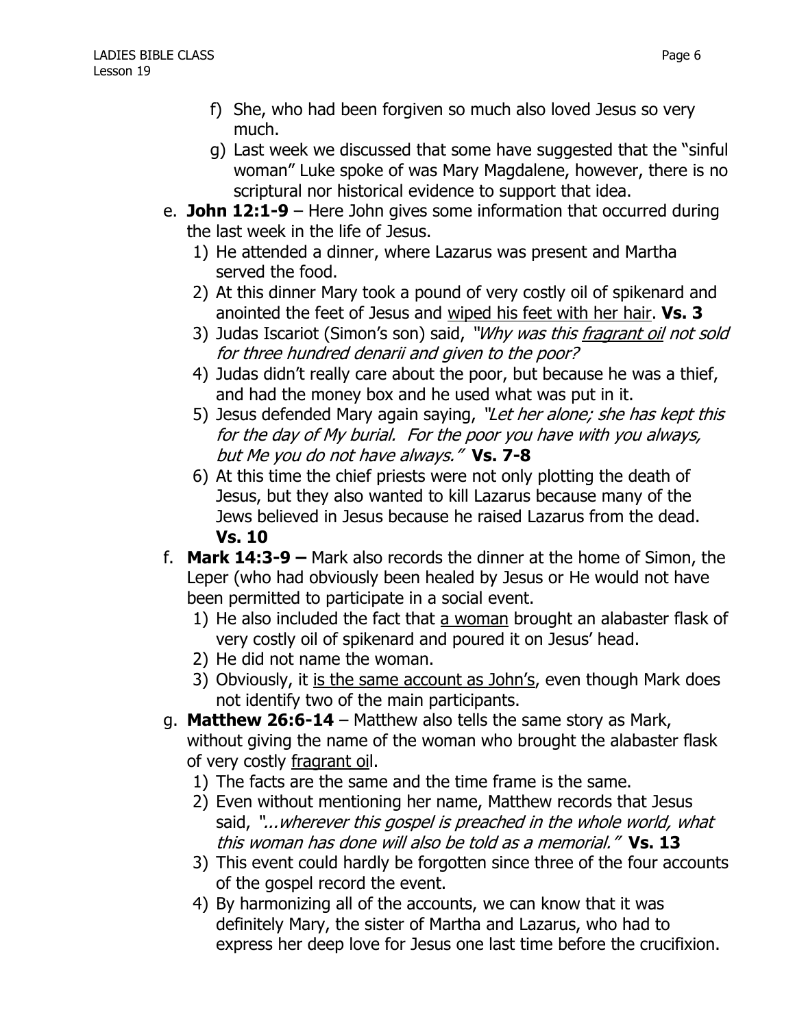f) She, who had been forgiven so much also loved Jesus so very much.

g) Last week we discussed that some have suggested that the "sinful woman" Luke spoke of was Mary Magdalene, however, there is no scriptural nor historical evidence to support that idea.

e. **John 12:1-9** – Here John gives some information that occurred during the last week in the life of Jesus.

1) He attended a dinner, where Lazarus was present and Martha served the food.
2) At this dinner Mary took a pound of very costly oil of spikenard and anointed the feet of Jesus and <u>wiped his feet with her hair</u>. **Vs. 3**
3) Judas Iscariot (Simon's son) said, *"Why was this <u>fragrant oil</u> not sold for three hundred denarii and given to the poor?*
4) Judas didn't really care about the poor, but because he was a thief, and had the money box and he used what was put in it.
5) Jesus defended Mary again saying, *"Let her alone; she has kept this for the day of My burial. For the poor you have with you always, but Me you do not have always."* **Vs. 7-8**
6) At this time the chief priests were not only plotting the death of Jesus, but they also wanted to kill Lazarus because many of the Jews believed in Jesus because he raised Lazarus from the dead. **Vs. 10**

f. **Mark 14:3-9 –** Mark also records the dinner at the home of Simon, the Leper (who had obviously been healed by Jesus or He would not have been permitted to participate in a social event.

1) He also included the fact that <u>a woman</u> brought an alabaster flask of very costly oil of spikenard and poured it on Jesus' head.
2) He did not name the woman.
3) Obviously, it <u>is the same account as John's</u>, even though Mark does not identify two of the main participants.

g. **Matthew 26:6-14** – Matthew also tells the same story as Mark, without giving the name of the woman who brought the alabaster flask of very costly <u>fragrant oi</u>l.

1) The facts are the same and the time frame is the same.
2) Even without mentioning her name, Matthew records that Jesus said, *"...wherever this gospel is preached in the whole world, what this woman has done will also be told as a memorial."* **Vs. 13**
3) This event could hardly be forgotten since three of the four accounts of the gospel record the event.
4) By harmonizing all of the accounts, we can know that it was definitely Mary, the sister of Martha and Lazarus, who had to express her deep love for Jesus one last time before the crucifixion.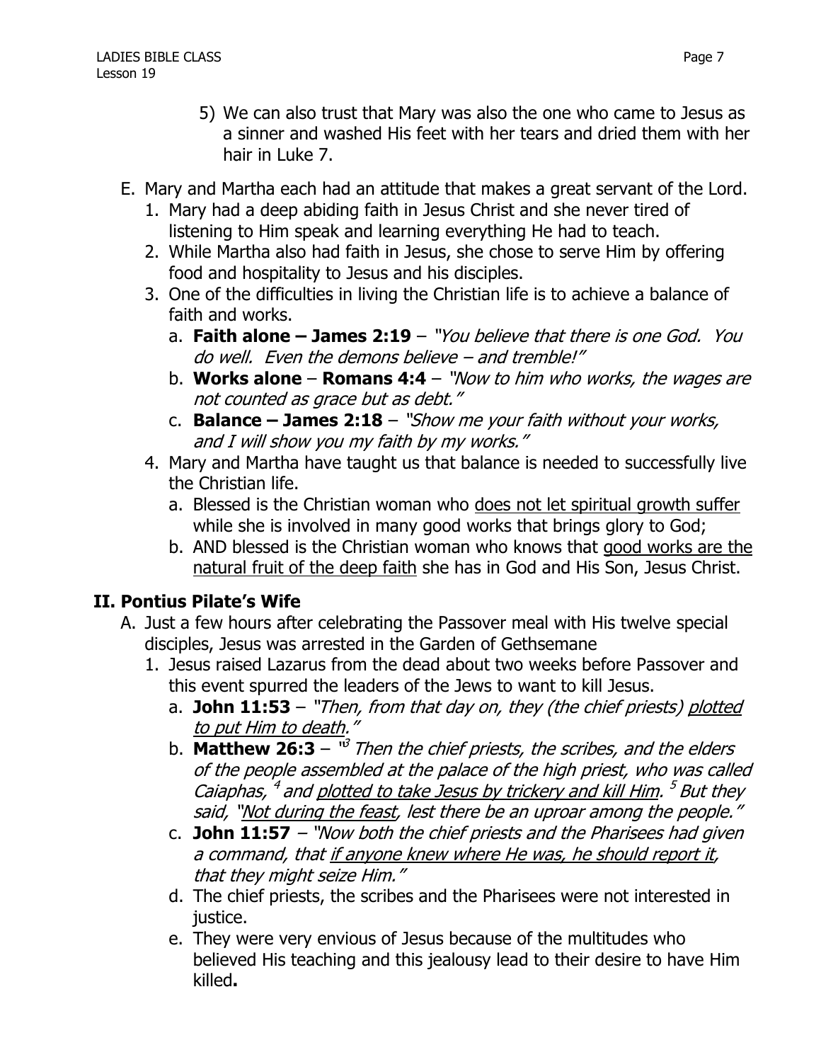5) We can also trust that Mary was also the one who came to Jesus as a sinner and washed His feet with her tears and dried them with her hair in Luke 7.

E. Mary and Martha each had an attitude that makes a great servant of the Lord.
   1. Mary had a deep abiding faith in Jesus Christ and she never tired of listening to Him speak and learning everything He had to teach.
   2. While Martha also had faith in Jesus, she chose to serve Him by offering food and hospitality to Jesus and his disciples.
   3. One of the difficulties in living the Christian life is to achieve a balance of faith and works.
      a. **Faith alone – James 2:19** – *"You believe that there is one God. You do well. Even the demons believe – and tremble!"*
      b. **Works alone** – **Romans 4:4** – *"Now to him who works, the wages are not counted as grace but as debt."*
      c. **Balance – James 2:18** – *"Show me your faith without your works, and I will show you my faith by my works."*
   4. Mary and Martha have taught us that balance is needed to successfully live the Christian life.
      a. Blessed is the Christian woman who <u>does not let spiritual growth suffer</u> while she is involved in many good works that brings glory to God;
      b. AND blessed is the Christian woman who knows that <u>good works are the natural fruit of the deep faith</u> she has in God and His Son, Jesus Christ.

## II. Pontius Pilate's Wife

A. Just a few hours after celebrating the Passover meal with His twelve special disciples, Jesus was arrested in the Garden of Gethsemane
   1. Jesus raised Lazarus from the dead about two weeks before Passover and this event spurred the leaders of the Jews to want to kill Jesus.
      a. **John 11:53** – *"Then, from that day on, they (the chief priests) <u>plotted to put Him to death</u>."*
      b. **Matthew 26:3** – *"[3] Then the chief priests, the scribes, and the elders of the people assembled at the palace of the high priest, who was called Caiaphas, [4] and <u>plotted to take Jesus by trickery and kill Him</u>. [5] But they said, "<u>Not during the feast</u>, lest there be an uproar among the people."*
      c. **John 11:57** – *"Now both the chief priests and the Pharisees had given a command, that <u>if anyone knew where He was, he should report it</u>, that they might seize Him."*
      d. The chief priests, the scribes and the Pharisees were not interested in justice.
      e. They were very envious of Jesus because of the multitudes who believed His teaching and this jealousy lead to their desire to have Him killed**.**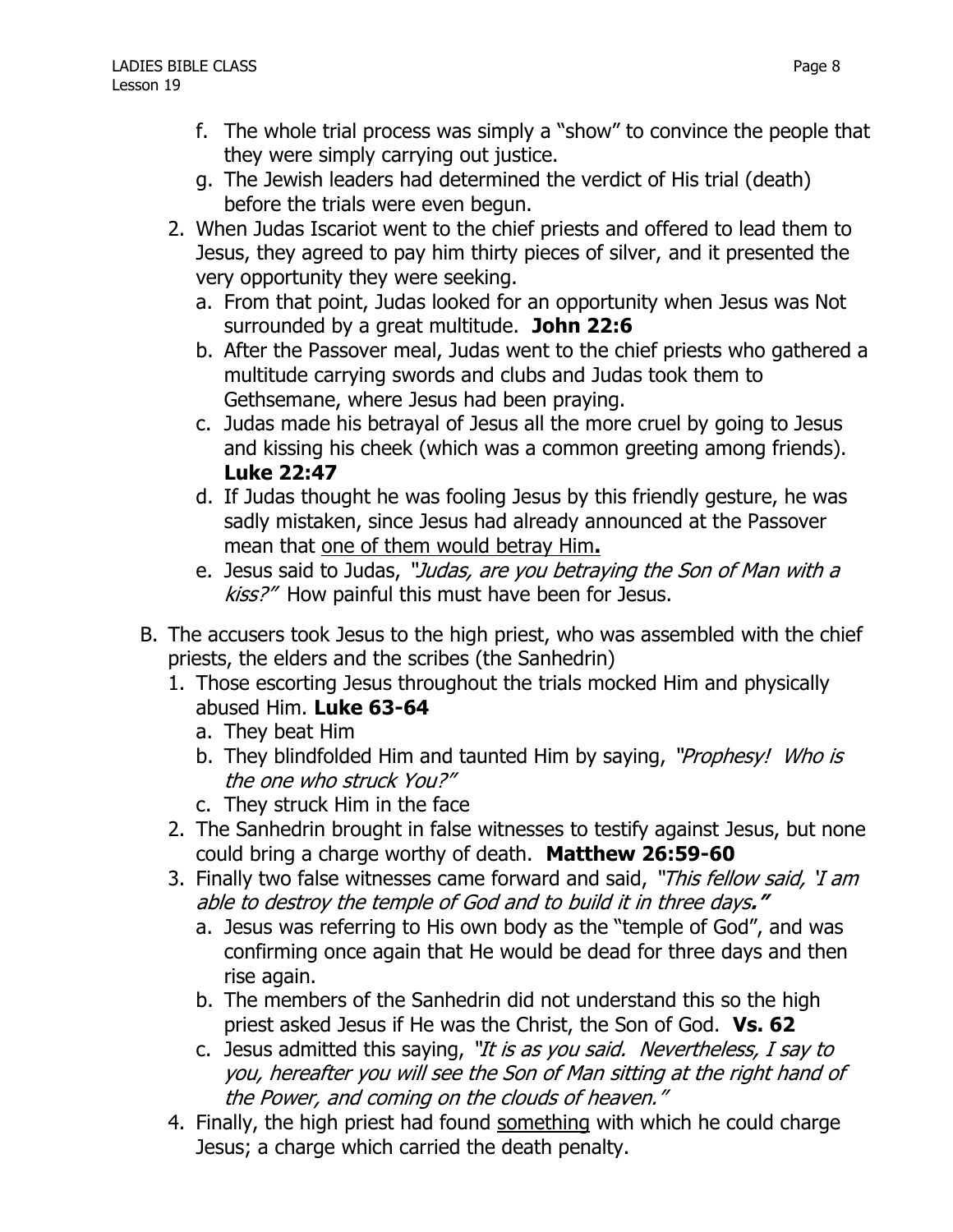f. The whole trial process was simply a "show" to convince the people that they were simply carrying out justice.
g. The Jewish leaders had determined the verdict of His trial (death) before the trials were even begun.

2. When Judas Iscariot went to the chief priests and offered to lead them to Jesus, they agreed to pay him thirty pieces of silver, and it presented the very opportunity they were seeking.
   a. From that point, Judas looked for an opportunity when Jesus was Not surrounded by a great multitude. **John 22:6**
   b. After the Passover meal, Judas went to the chief priests who gathered a multitude carrying swords and clubs and Judas took them to Gethsemane, where Jesus had been praying.
   c. Judas made his betrayal of Jesus all the more cruel by going to Jesus and kissing his cheek (which was a common greeting among friends). **Luke 22:47**
   d. If Judas thought he was fooling Jesus by this friendly gesture, he was sadly mistaken, since Jesus had already announced at the Passover mean that <u>one of them would betray Him</u>**.**
   e. Jesus said to Judas, *"Judas, are you betraying the Son of Man with a kiss?"* How painful this must have been for Jesus.

B. The accusers took Jesus to the high priest, who was assembled with the chief priests, the elders and the scribes (the Sanhedrin)
   1. Those escorting Jesus throughout the trials mocked Him and physically abused Him. **Luke 63-64**
      a. They beat Him
      b. They blindfolded Him and taunted Him by saying, *"Prophesy! Who is the one who struck You?"*
      c. They struck Him in the face
   2. The Sanhedrin brought in false witnesses to testify against Jesus, but none could bring a charge worthy of death. **Matthew 26:59-60**
   3. Finally two false witnesses came forward and said, *"This fellow said, 'I am able to destroy the temple of God and to build it in three days.***"**
      a. Jesus was referring to His own body as the "temple of God", and was confirming once again that He would be dead for three days and then rise again.
      b. The members of the Sanhedrin did not understand this so the high priest asked Jesus if He was the Christ, the Son of God. **Vs. 62**
      c. Jesus admitted this saying, *"It is as you said. Nevertheless, I say to you, hereafter you will see the Son of Man sitting at the right hand of the Power, and coming on the clouds of heaven."*
   4. Finally, the high priest had found <u>something</u> with which he could charge Jesus; a charge which carried the death penalty.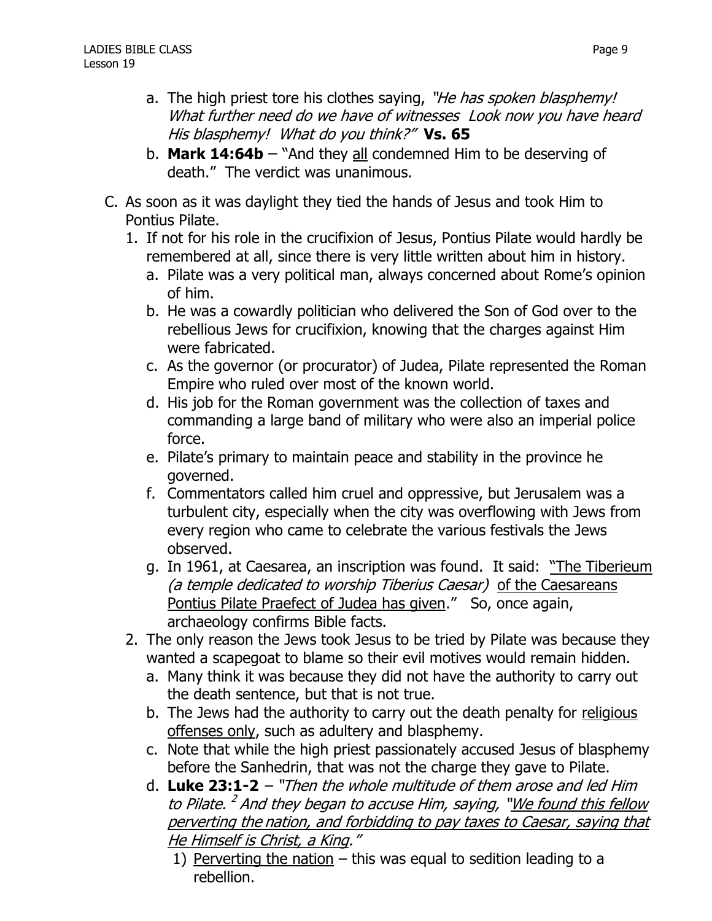a. The high priest tore his clothes saying, *"He has spoken blasphemy! What further need do we have of witnesses  Look now you have heard His blasphemy!  What do you think?"* **Vs. 65**

b. **Mark 14:64b** – "And they <u>all</u> condemned Him to be deserving of death."  The verdict was unanimous.

C. As soon as it was daylight they tied the hands of Jesus and took Him to Pontius Pilate.

1. If not for his role in the crucifixion of Jesus, Pontius Pilate would hardly be remembered at all, since there is very little written about him in history.
   a. Pilate was a very political man, always concerned about Rome's opinion of him.
   b. He was a cowardly politician who delivered the Son of God over to the rebellious Jews for crucifixion, knowing that the charges against Him were fabricated.
   c. As the governor (or procurator) of Judea, Pilate represented the Roman Empire who ruled over most of the known world.
   d. His job for the Roman government was the collection of taxes and commanding a large band of military who were also an imperial police force.
   e. Pilate's primary to maintain peace and stability in the province he governed.
   f. Commentators called him cruel and oppressive, but Jerusalem was a turbulent city, especially when the city was overflowing with Jews from every region who came to celebrate the various festivals the Jews observed.
   g. In 1961, at Caesarea, an inscription was found.  It said:  <u>"The Tiberieum *(a temple dedicated to worship Tiberius Caesar)* of the Caesareans Pontius Pilate Praefect of Judea has given</u>."   So, once again, archaeology confirms Bible facts.
2. The only reason the Jews took Jesus to be tried by Pilate was because they wanted a scapegoat to blame so their evil motives would remain hidden.
   a. Many think it was because they did not have the authority to carry out the death sentence, but that is not true.
   b. The Jews had the authority to carry out the death penalty for <u>religious offenses only</u>, such as adultery and blasphemy.
   c. Note that while the high priest passionately accused Jesus of blasphemy before the Sanhedrin, that was not the charge they gave to Pilate.
   d. **Luke 23:1-2** – *"Then the whole multitude of them arose and led Him to Pilate.* [2] *And they began to accuse Him, saying, "<u>We found this fellow perverting the nation, and forbidding to pay taxes to Caesar, saying that He Himself is Christ, a King</u>."*
      1) <u>Perverting the nation</u> – this was equal to sedition leading to a rebellion.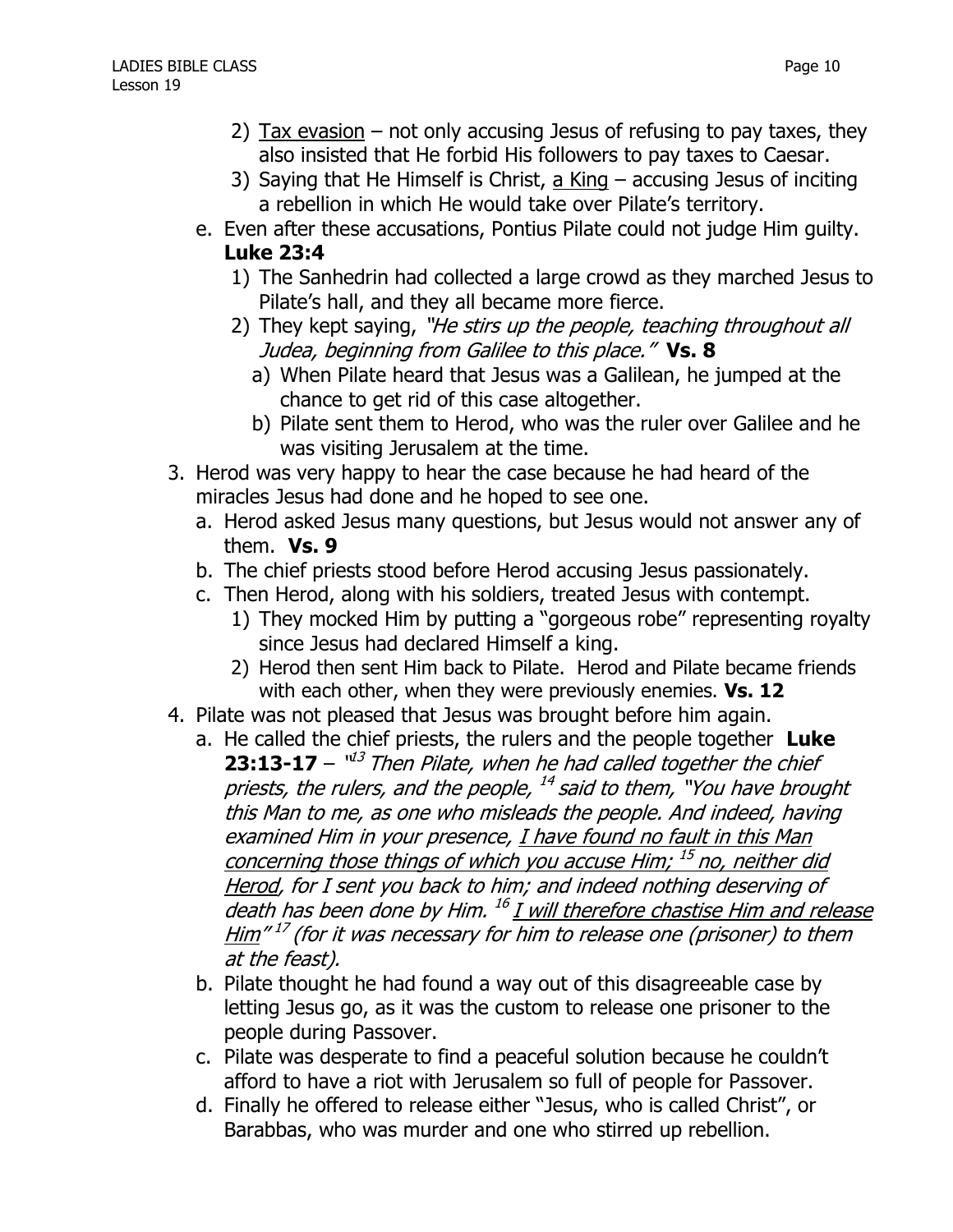2) <u>Tax evasion</u> – not only accusing Jesus of refusing to pay taxes, they also insisted that He forbid His followers to pay taxes to Caesar.
3) Saying that He Himself is Christ, <u>a King</u> – accusing Jesus of inciting a rebellion in which He would take over Pilate's territory.

e. Even after these accusations, Pontius Pilate could not judge Him guilty. **Luke 23:4**
   1) The Sanhedrin had collected a large crowd as they marched Jesus to Pilate's hall, and they all became more fierce.
   2) They kept saying, *"He stirs up the people, teaching throughout all Judea, beginning from Galilee to this place."* **Vs. 8**
      a) When Pilate heard that Jesus was a Galilean, he jumped at the chance to get rid of this case altogether.
      b) Pilate sent them to Herod, who was the ruler over Galilee and he was visiting Jerusalem at the time.

3. Herod was very happy to hear the case because he had heard of the miracles Jesus had done and he hoped to see one.
   a. Herod asked Jesus many questions, but Jesus would not answer any of them. **Vs. 9**
   b. The chief priests stood before Herod accusing Jesus passionately.
   c. Then Herod, along with his soldiers, treated Jesus with contempt.
      1) They mocked Him by putting a "gorgeous robe" representing royalty since Jesus had declared Himself a king.
      2) Herod then sent Him back to Pilate. Herod and Pilate became friends with each other, when they were previously enemies. **Vs. 12**

4. Pilate was not pleased that Jesus was brought before him again.
   a. He called the chief priests, the rulers and the people together **Luke 23:13-17** – *"[13] Then Pilate, when he had called together the chief priests, the rulers, and the people, [14] said to them, "You have brought this Man to me, as one who misleads the people. And indeed, having examined Him in your presence, <u>I have found no fault in this Man concerning those things of which you accuse Him; [15] no, neither did Herod</u>, for I sent you back to him; and indeed nothing deserving of death has been done by Him. [16] <u>I will therefore chastise Him and release Him</u>" [17] (for it was necessary for him to release one (prisoner) to them at the feast).*
   b. Pilate thought he had found a way out of this disagreeable case by letting Jesus go, as it was the custom to release one prisoner to the people during Passover.
   c. Pilate was desperate to find a peaceful solution because he couldn't afford to have a riot with Jerusalem so full of people for Passover.
   d. Finally he offered to release either "Jesus, who is called Christ", or Barabbas, who was murder and one who stirred up rebellion.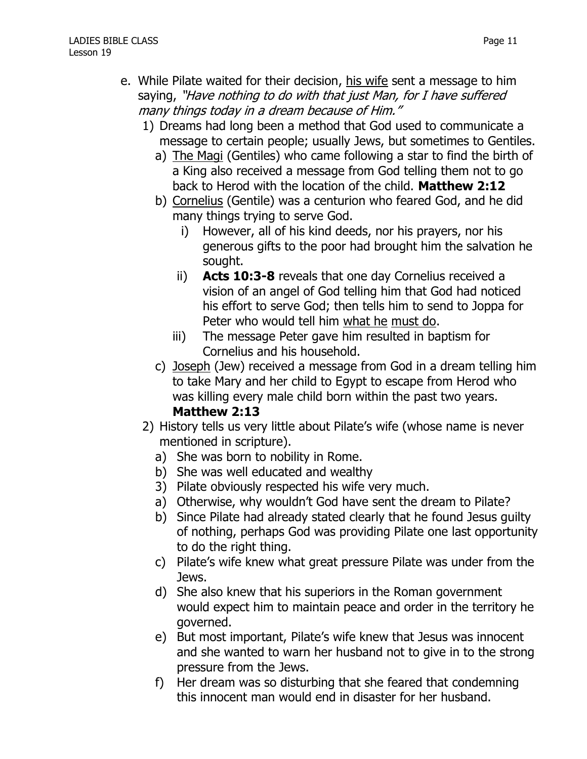e. While Pilate waited for their decision, <u>his wife</u> sent a message to him saying, *"Have nothing to do with that just Man, for I have suffered many things today in a dream because of Him."*

   1) Dreams had long been a method that God used to communicate a message to certain people; usually Jews, but sometimes to Gentiles.
      a) <u>The Magi</u> (Gentiles) who came following a star to find the birth of a King also received a message from God telling them not to go back to Herod with the location of the child. **Matthew 2:12**
      b) <u>Cornelius</u> (Gentile) was a centurion who feared God, and he did many things trying to serve God.
         i) However, all of his kind deeds, nor his prayers, nor his generous gifts to the poor had brought him the salvation he sought.
         ii) **Acts 10:3-8** reveals that one day Cornelius received a vision of an angel of God telling him that God had noticed his effort to serve God; then tells him to send to Joppa for Peter who would tell him <u>what he</u> <u>must do</u>.
         iii) The message Peter gave him resulted in baptism for Cornelius and his household.
      c) <u>Joseph</u> (Jew) received a message from God in a dream telling him to take Mary and her child to Egypt to escape from Herod who was killing every male child born within the past two years. **Matthew 2:13**
   2) History tells us very little about Pilate's wife (whose name is never mentioned in scripture).
      a) She was born to nobility in Rome.
      b) She was well educated and wealthy
   3) Pilate obviously respected his wife very much.
      a) Otherwise, why wouldn't God have sent the dream to Pilate?
      b) Since Pilate had already stated clearly that he found Jesus guilty of nothing, perhaps God was providing Pilate one last opportunity to do the right thing.
      c) Pilate's wife knew what great pressure Pilate was under from the Jews.
      d) She also knew that his superiors in the Roman government would expect him to maintain peace and order in the territory he governed.
      e) But most important, Pilate's wife knew that Jesus was innocent and she wanted to warn her husband not to give in to the strong pressure from the Jews.
      f) Her dream was so disturbing that she feared that condemning this innocent man would end in disaster for her husband.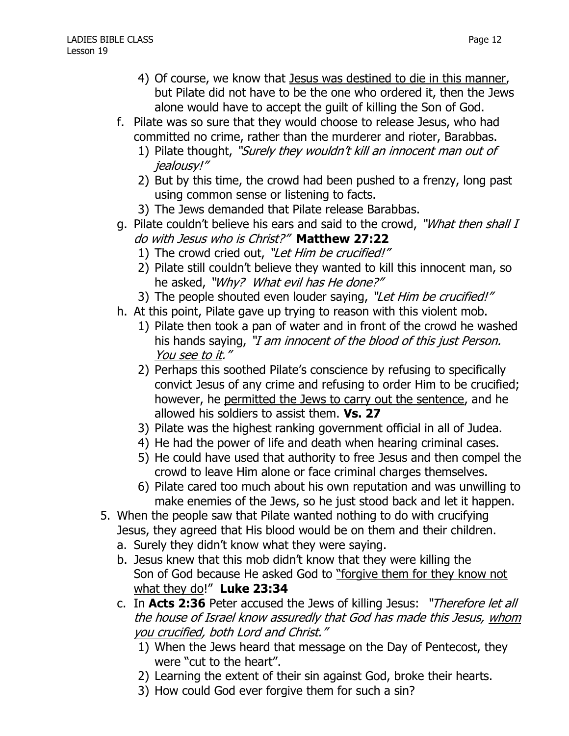4) Of course, we know that <u>Jesus was destined to die in this manner</u>, but Pilate did not have to be the one who ordered it, then the Jews alone would have to accept the guilt of killing the Son of God.

f. Pilate was so sure that they would choose to release Jesus, who had committed no crime, rather than the murderer and rioter, Barabbas.

   1) Pilate thought, *"Surely they wouldn't kill an innocent man out of jealousy!"*
   2) But by this time, the crowd had been pushed to a frenzy, long past using common sense or listening to facts.
   3) The Jews demanded that Pilate release Barabbas.

g. Pilate couldn't believe his ears and said to the crowd, *"What then shall I do with Jesus who is Christ?"* **Matthew 27:22**

   1) The crowd cried out, *"Let Him be crucified!"*
   2) Pilate still couldn't believe they wanted to kill this innocent man, so he asked, *"Why? What evil has He done?"*
   3) The people shouted even louder saying, *"Let Him be crucified!"*

h. At this point, Pilate gave up trying to reason with this violent mob.

   1) Pilate then took a pan of water and in front of the crowd he washed his hands saying, *"I am innocent of the blood of this just Person. <u>You see to it</u>."*
   2) Perhaps this soothed Pilate's conscience by refusing to specifically convict Jesus of any crime and refusing to order Him to be crucified; however, he <u>permitted the Jews to carry out the sentence</u>, and he allowed his soldiers to assist them. **Vs. 27**
   3) Pilate was the highest ranking government official in all of Judea.
   4) He had the power of life and death when hearing criminal cases.
   5) He could have used that authority to free Jesus and then compel the crowd to leave Him alone or face criminal charges themselves.
   6) Pilate cared too much about his own reputation and was unwilling to make enemies of the Jews, so he just stood back and let it happen.

5. When the people saw that Pilate wanted nothing to do with crucifying Jesus, they agreed that His blood would be on them and their children.

   a. Surely they didn't know what they were saying.
   b. Jesus knew that this mob didn't know that they were killing the Son of God because He asked God to <u>"forgive them for they know not what they do</u>!" **Luke 23:34**
   c. In **Acts 2:36** Peter accused the Jews of killing Jesus: *"Therefore let all the house of Israel know assuredly that God has made this Jesus, <u>whom you crucified</u>, both Lord and Christ."*

      1) When the Jews heard that message on the Day of Pentecost, they were "cut to the heart".
      2) Learning the extent of their sin against God, broke their hearts.
      3) How could God ever forgive them for such a sin?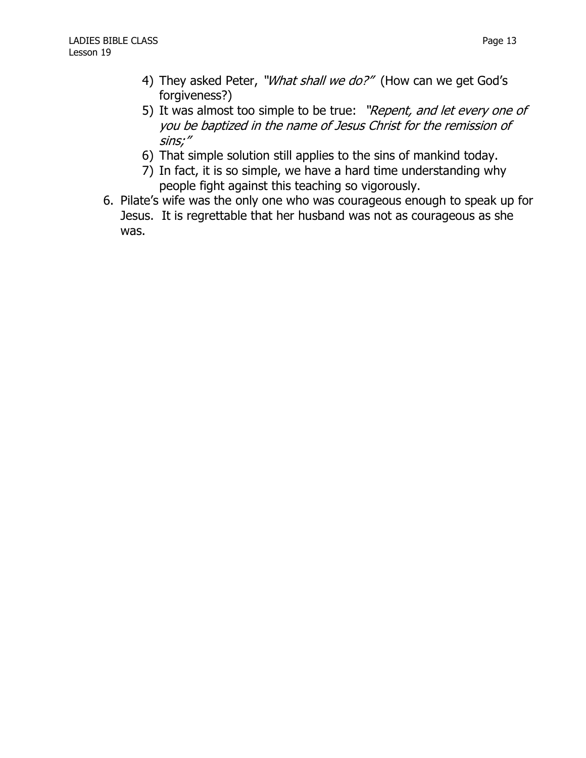4) They asked Peter, *"What shall we do?"* (How can we get God's forgiveness?)
5) It was almost too simple to be true: *"Repent, and let every one of you be baptized in the name of Jesus Christ for the remission of sins;"*
6) That simple solution still applies to the sins of mankind today.
7) In fact, it is so simple, we have a hard time understanding why people fight against this teaching so vigorously.

6. Pilate's wife was the only one who was courageous enough to speak up for Jesus. It is regrettable that her husband was not as courageous as she was.